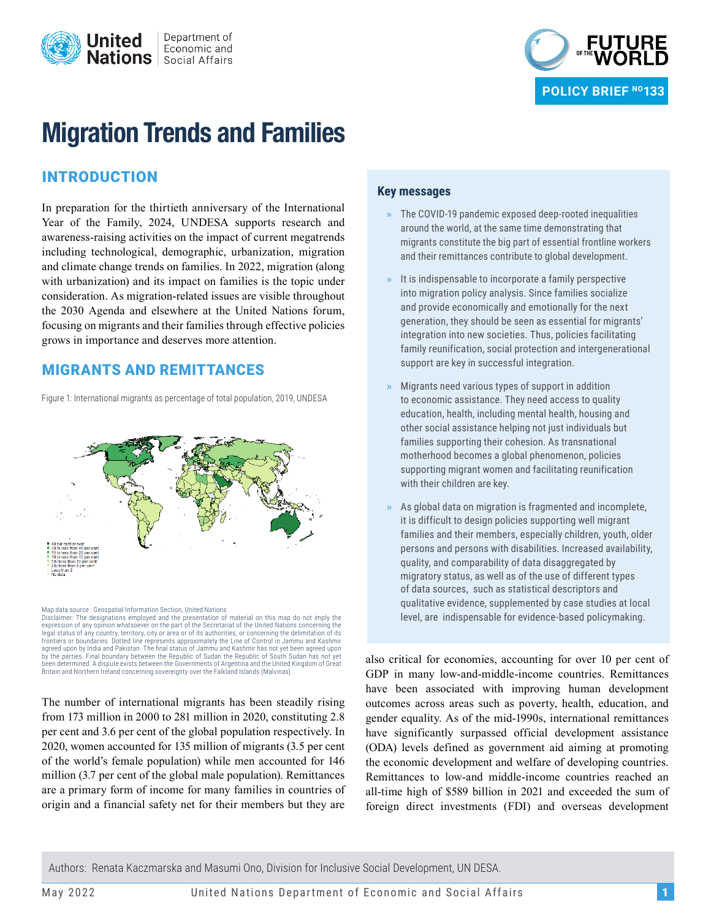POLICY BRIEF NO 133

# Migration Trends and Families

## INTRODUCTION

In preparation for the thirtieth anniversary of the International Year of the Family, 2024, UNDESA supports research and awareness-raising activities on the impact of current megatrends including technological, demographic, urbanization, migration and climate change trends on families. In 2022, migration (along with urbanization) and its impact on families is the topic under consideration. As migration-related issues are visible throughout the 2030 Agenda and elsewhere at the United Nations forum, focusing on migrants and their families through effective policies grows in importance and deserves more attention.

### Key messages

- The COVID-19 pandemic exposed deep-rooted inequalities around the world, at the same time demonstrating that migrants constitute the big part of essential frontline workers and their remittances contribute to global development.
- It is indispensable to incorporate a family perspective into migration policy analysis. Since families socialize and provide economically and emotionally for the next generation, they should be seen as essential for migrants' integration into new societies. Thus, policies facilitating family reunification, social protection and intergenerational support are key in successful integration.
- Migrants need various types of support in addition to economic assistance. They need access to quality education, health, including mental health, housing and other social assistance helping not just individuals but families supporting their cohesion. As transnational motherhood becomes a global phenomenon, policies supporting migrant women and facilitating reunification with their children are key.
- As global data on migration is fragmented and incomplete, it is difficult to design policies supporting well migrant families and their members, especially children, youth, older persons and persons with disabilities. Increased availability, quality, and comparability of data disaggregated by migratory status, as well as of the use of different types of data sources, such as statistical descriptors and qualitative evidence, supplemented by case studies at local level, are indispensable for evidence-based policymaking.

## MIGRANTS AND REMITTANCES

Figure 1: International migrants as percentage of total population, 2019, UNDESA

- 40 per cent or over
- 20 to less than 40 per cent
- 15 to less than 20 per cent
- 10 to less than 15 per cent
- 5 to less than 10 per cent
- 2 to less than 5 per cent
- Less than 2
- No data

Map data source : Geospatial Information Section, United Nations
Disclaimer: The designations employed and the presentation of material on this map do not imply the expression of any opinion whatsoever on the part of the Secretariat of the United Nations concerning the legal status of any country, territory, city or area or of its authorities, or concerning the delimitation of its frontiers or boundaries. Dotted line represents approximately the Line of Control in Jammu and Kashmir agreed upon by India and Pakistan. The final status of Jammu and Kashmir has not yet been agreed upon by the parties. Final boundary between the Republic of Sudan the Republic of South Sudan has not yet been determined. A dispute exists between the Governments of Argentina and the United Kingdom of Great Britain and Northern Ireland concerning sovereignty over the Falkland Islands (Malvinas).

The number of international migrants has been steadily rising from 173 million in 2000 to 281 million in 2020, constituting 2.8 per cent and 3.6 per cent of the global population respectively. In 2020, women accounted for 135 million of migrants (3.5 per cent of the world's female population) while men accounted for 146 million (3.7 per cent of the global male population). Remittances are a primary form of income for many families in countries of origin and a financial safety net for their members but they are also critical for economies, accounting for over 10 per cent of GDP in many low-and-middle-income countries. Remittances have been associated with improving human development outcomes across areas such as poverty, health, education, and gender equality. As of the mid-1990s, international remittances have significantly surpassed official development assistance (ODA) levels defined as government aid aiming at promoting the economic development and welfare of developing countries. Remittances to low-and middle-income countries reached an all-time high of $589 billion in 2021 and exceeded the sum of foreign direct investments (FDI) and overseas development

Authors: Renata Kaczmarska and Masumi Ono, Division for Inclusive Social Development, UN DESA.

May 2022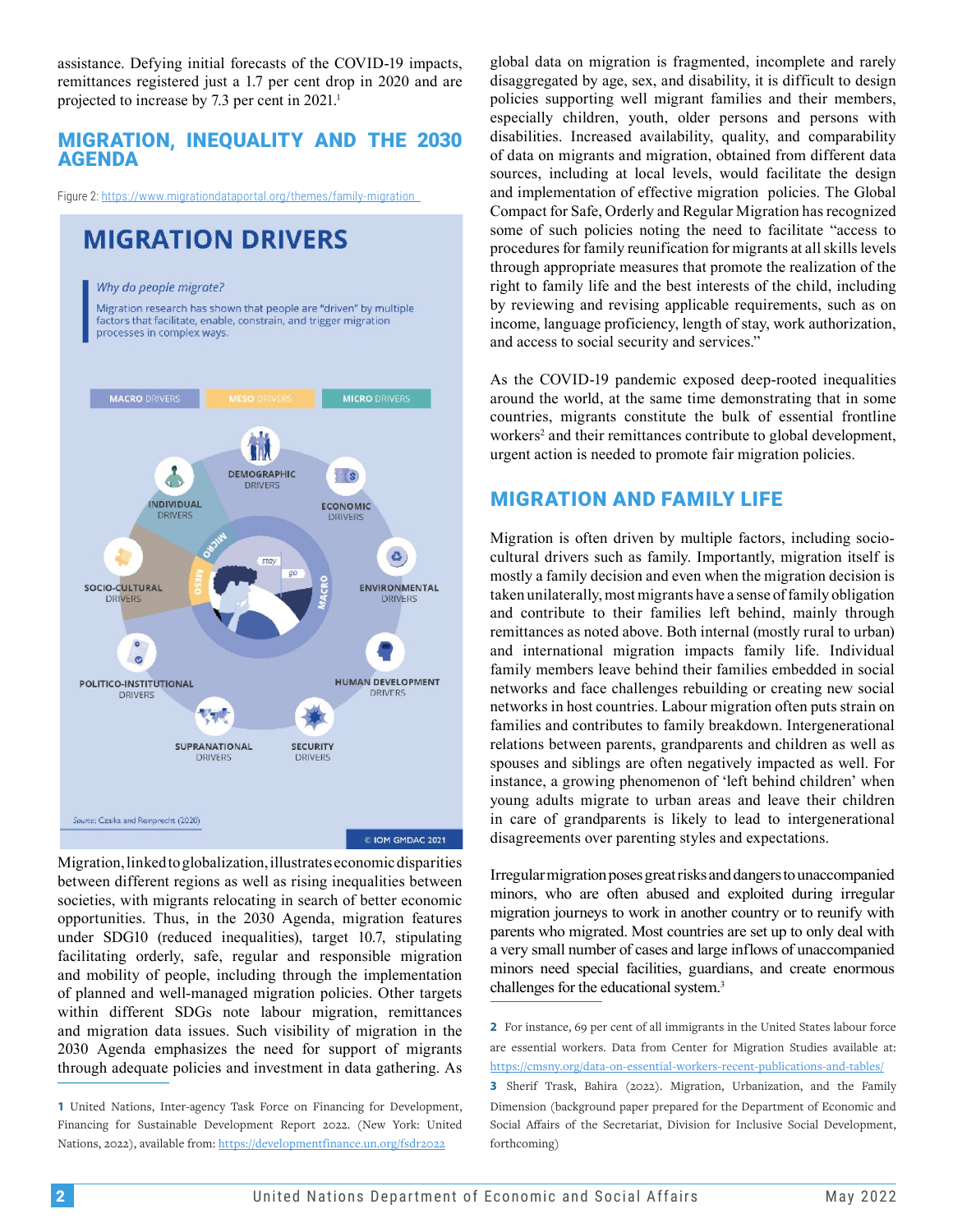assistance. Defying initial forecasts of the COVID-19 impacts, remittances registered just a 1.7 per cent drop in 2020 and are projected to increase by 7.3 per cent in 2021.[1]

## MIGRATION, INEQUALITY AND THE 2030 AGENDA

Figure 2: https://www.migrationdataportal.org/themes/family-migration

Migration, linked to globalization, illustrates economic disparities between different regions as well as rising inequalities between societies, with migrants relocating in search of better economic opportunities. Thus, in the 2030 Agenda, migration features under SDG10 (reduced inequalities), target 10.7, stipulating facilitating orderly, safe, regular and responsible migration and mobility of people, including through the implementation of planned and well-managed migration policies. Other targets within different SDGs note labour migration, remittances and migration data issues. Such visibility of migration in the 2030 Agenda emphasizes the need for support of migrants through adequate policies and investment in data gathering. As global data on migration is fragmented, incomplete and rarely disaggregated by age, sex, and disability, it is difficult to design policies supporting well migrant families and their members, especially children, youth, older persons and persons with disabilities. Increased availability, quality, and comparability of data on migrants and migration, obtained from different data sources, including at local levels, would facilitate the design and implementation of effective migration policies. The Global Compact for Safe, Orderly and Regular Migration has recognized some of such policies noting the need to facilitate "access to procedures for family reunification for migrants at all skills levels through appropriate measures that promote the realization of the right to family life and the best interests of the child, including by reviewing and revising applicable requirements, such as on income, language proficiency, length of stay, work authorization, and access to social security and services."

As the COVID-19 pandemic exposed deep-rooted inequalities around the world, at the same time demonstrating that in some countries, migrants constitute the bulk of essential frontline workers[2] and their remittances contribute to global development, urgent action is needed to promote fair migration policies.

## MIGRATION AND FAMILY LIFE

Migration is often driven by multiple factors, including socio-cultural drivers such as family. Importantly, migration itself is mostly a family decision and even when the migration decision is taken unilaterally, most migrants have a sense of family obligation and contribute to their families left behind, mainly through remittances as noted above. Both internal (mostly rural to urban) and international migration impacts family life. Individual family members leave behind their families embedded in social networks and face challenges rebuilding or creating new social networks in host countries. Labour migration often puts strain on families and contributes to family breakdown. Intergenerational relations between parents, grandparents and children as well as spouses and siblings are often negatively impacted as well. For instance, a growing phenomenon of 'left behind children' when young adults migrate to urban areas and leave their children in care of grandparents is likely to lead to intergenerational disagreements over parenting styles and expectations.

Irregular migration poses great risks and dangers to unaccompanied minors, who are often abused and exploited during irregular migration journeys to work in another country or to reunify with parents who migrated. Most countries are set up to only deal with a very small number of cases and large inflows of unaccompanied minors need special facilities, guardians, and create enormous challenges for the educational system.[3]

---

1 United Nations, Inter-agency Task Force on Financing for Development, Financing for Sustainable Development Report 2022. (New York: United Nations, 2022), available from: https://developmentfinance.un.org/fsdr2022

2 For instance, 69 per cent of all immigrants in the United States labour force are essential workers. Data from Center for Migration Studies available at: https://cmsny.org/data-on-essential-workers-recent-publications-and-tables/

3 Sherif Trask, Bahira (2022). Migration, Urbanization, and the Family Dimension (background paper prepared for the Department of Economic and Social Affairs of the Secretariat, Division for Inclusive Social Development, forthcoming)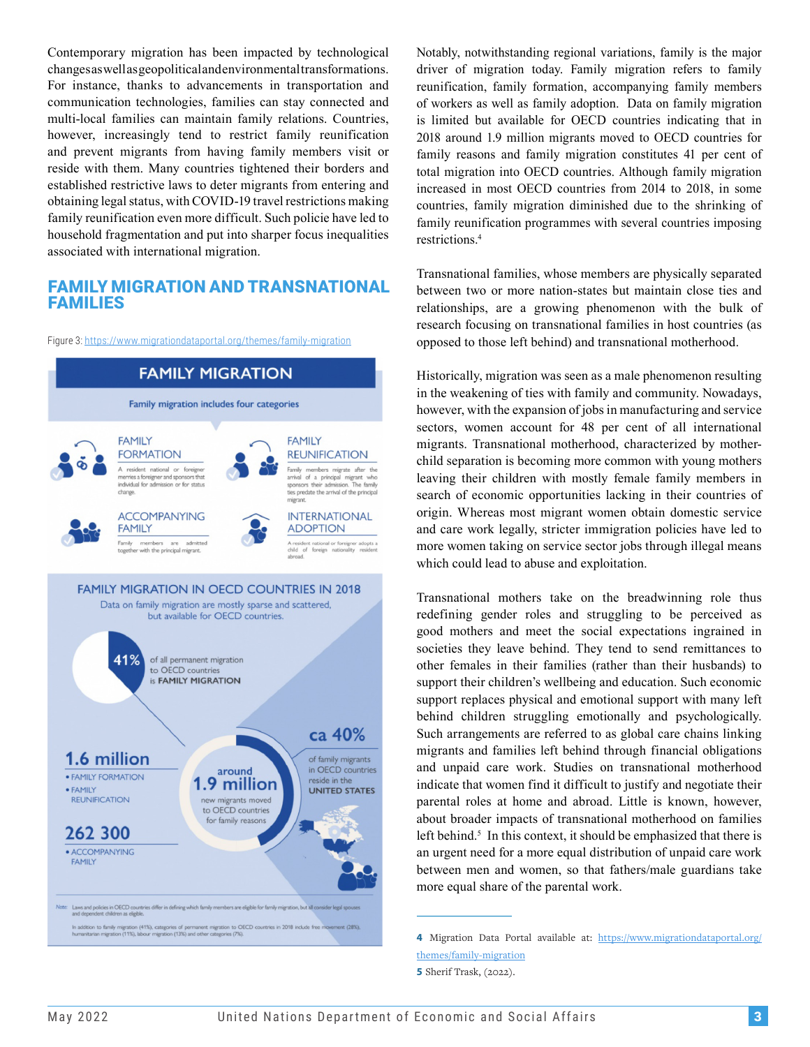Contemporary migration has been impacted by technological changes as well as geopolitical and environmental transformations. For instance, thanks to advancements in transportation and communication technologies, families can stay connected and multi-local families can maintain family relations. Countries, however, increasingly tend to restrict family reunification and prevent migrants from having family members visit or reside with them. Many countries tightened their borders and established restrictive laws to deter migrants from entering and obtaining legal status, with COVID-19 travel restrictions making family reunification even more difficult. Such policie have led to household fragmentation and put into sharper focus inequalities associated with international migration.

## FAMILY MIGRATION AND TRANSNATIONAL FAMILIES

Figure 3: https://www.migrationdataportal.org/themes/family-migration

**FAMILY MIGRATION**

Family migration includes four categories

FAMILY FORMATION
A resident national or foreigner marries a foreigner and sponsors that individual for admission or for status change.

FAMILY REUNIFICATION
Family members migrate after the arrival of a principal migrant who sponsors their admission. The family ties predate the arrival of the principal migrant.

ACCOMPANYING FAMILY
Family members are admitted together with the principal migrant.

INTERNATIONAL ADOPTION
A resident national or foreigner adopts a child of foreign nationality resident abroad.

**FAMILY MIGRATION IN OECD COUNTRIES IN 2018**

Data on family migration are mostly sparse and scattered, but available for OECD countries.

41% of all permanent migration to OECD countries is FAMILY MIGRATION

1.6 million
- FAMILY FORMATION
- FAMILY REUNIFICATION

around 1.9 million new migrants moved to OECD countries for family reasons

262 300
- ACCOMPANYING FAMILY

ca 40% of family migrants in OECD countries reside in the UNITED STATES

Note: Laws and policies in OECD countries differ in defining which family members are eligible for family migration, but all consider legal spouses and dependent children as eligible.

In addition to family migration (41%), categories of permanent migration to OECD countries in 2018 include free movement (28%), humanitarian migration (11%), labour migration (13%) and other categories (7%).

Notably, notwithstanding regional variations, family is the major driver of migration today. Family migration refers to family reunification, family formation, accompanying family members of workers as well as family adoption. Data on family migration is limited but available for OECD countries indicating that in 2018 around 1.9 million migrants moved to OECD countries for family reasons and family migration constitutes 41 per cent of total migration into OECD countries. Although family migration increased in most OECD countries from 2014 to 2018, in some countries, family migration diminished due to the shrinking of family reunification programmes with several countries imposing restrictions.[4]

Transnational families, whose members are physically separated between two or more nation-states but maintain close ties and relationships, are a growing phenomenon with the bulk of research focusing on transnational families in host countries (as opposed to those left behind) and transnational motherhood.

Historically, migration was seen as a male phenomenon resulting in the weakening of ties with family and community. Nowadays, however, with the expansion of jobs in manufacturing and service sectors, women account for 48 per cent of all international migrants. Transnational motherhood, characterized by mother-child separation is becoming more common with young mothers leaving their children with mostly female family members in search of economic opportunities lacking in their countries of origin. Whereas most migrant women obtain domestic service and care work legally, stricter immigration policies have led to more women taking on service sector jobs through illegal means which could lead to abuse and exploitation.

Transnational mothers take on the breadwinning role thus redefining gender roles and struggling to be perceived as good mothers and meet the social expectations ingrained in societies they leave behind. They tend to send remittances to other females in their families (rather than their husbands) to support their children's wellbeing and education. Such economic support replaces physical and emotional support with many left behind children struggling emotionally and psychologically. Such arrangements are referred to as global care chains linking migrants and families left behind through financial obligations and unpaid care work. Studies on transnational motherhood indicate that women find it difficult to justify and negotiate their parental roles at home and abroad. Little is known, however, about broader impacts of transnational motherhood on families left behind.[5] In this context, it should be emphasized that there is an urgent need for a more equal distribution of unpaid care work between men and women, so that fathers/male guardians take more equal share of the parental work.

---

**4** Migration Data Portal available at: https://www.migrationdataportal.org/themes/family-migration

**5** Sherif Trask, (2022).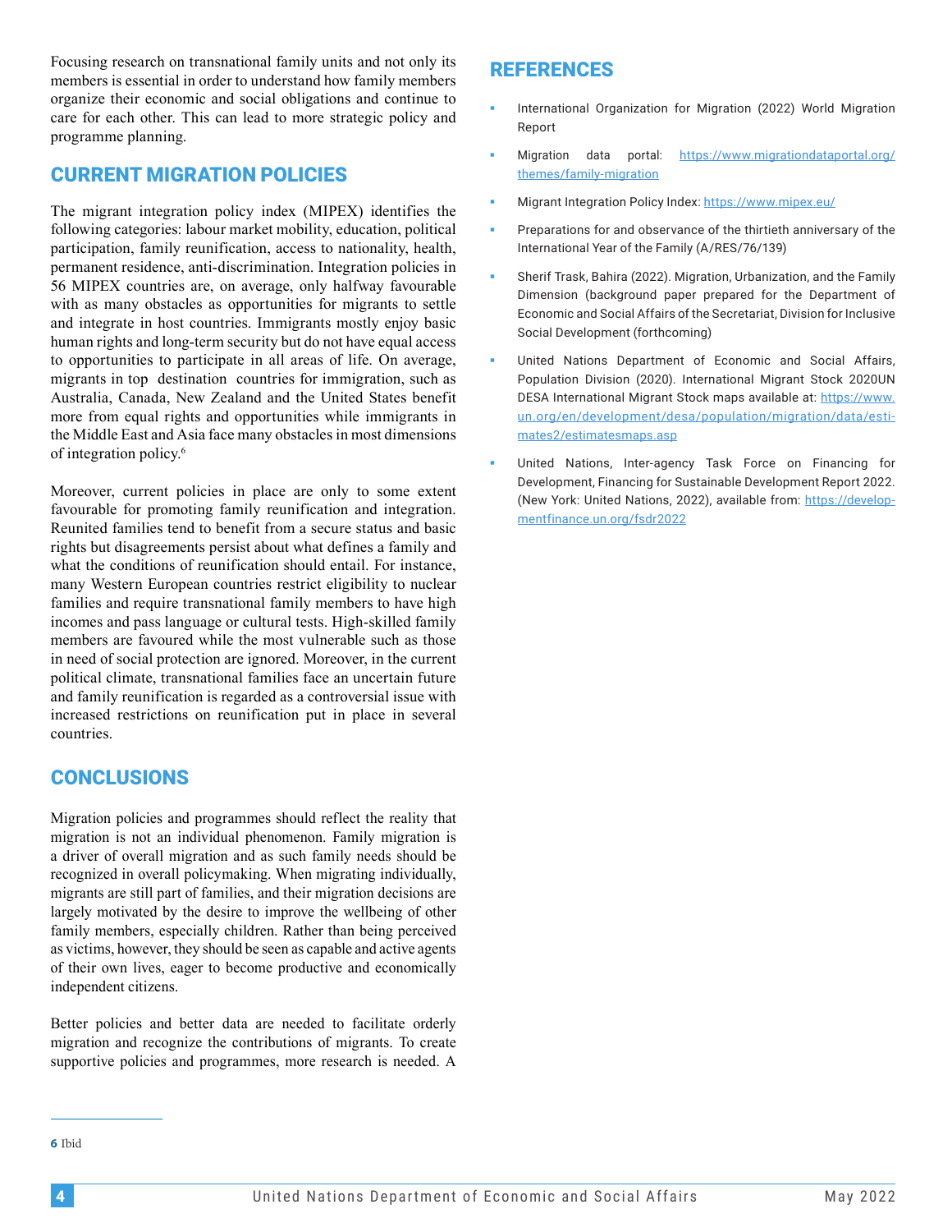Focusing research on transnational family units and not only its members is essential in order to understand how family members organize their economic and social obligations and continue to care for each other. This can lead to more strategic policy and programme planning.

## CURRENT MIGRATION POLICIES

The migrant integration policy index (MIPEX) identifies the following categories: labour market mobility, education, political participation, family reunification, access to nationality, health, permanent residence, anti-discrimination. Integration policies in 56 MIPEX countries are, on average, only halfway favourable with as many obstacles as opportunities for migrants to settle and integrate in host countries. Immigrants mostly enjoy basic human rights and long-term security but do not have equal access to opportunities to participate in all areas of life. On average, migrants in top destination countries for immigration, such as Australia, Canada, New Zealand and the United States benefit more from equal rights and opportunities while immigrants in the Middle East and Asia face many obstacles in most dimensions of integration policy.[6]

Moreover, current policies in place are only to some extent favourable for promoting family reunification and integration. Reunited families tend to benefit from a secure status and basic rights but disagreements persist about what defines a family and what the conditions of reunification should entail. For instance, many Western European countries restrict eligibility to nuclear families and require transnational family members to have high incomes and pass language or cultural tests. High-skilled family members are favoured while the most vulnerable such as those in need of social protection are ignored. Moreover, in the current political climate, transnational families face an uncertain future and family reunification is regarded as a controversial issue with increased restrictions on reunification put in place in several countries.

## CONCLUSIONS

Migration policies and programmes should reflect the reality that migration is not an individual phenomenon. Family migration is a driver of overall migration and as such family needs should be recognized in overall policymaking. When migrating individually, migrants are still part of families, and their migration decisions are largely motivated by the desire to improve the wellbeing of other family members, especially children. Rather than being perceived as victims, however, they should be seen as capable and active agents of their own lives, eager to become productive and economically independent citizens.

Better policies and better data are needed to facilitate orderly migration and recognize the contributions of migrants. To create supportive policies and programmes, more research is needed. A

6 Ibid

## REFERENCES

- International Organization for Migration (2022) World Migration Report
- Migration data portal: https://www.migrationdataportal.org/themes/family-migration
- Migrant Integration Policy Index: https://www.mipex.eu/
- Preparations for and observance of the thirtieth anniversary of the International Year of the Family (A/RES/76/139)
- Sherif Trask, Bahira (2022). Migration, Urbanization, and the Family Dimension (background paper prepared for the Department of Economic and Social Affairs of the Secretariat, Division for Inclusive Social Development (forthcoming)
- United Nations Department of Economic and Social Affairs, Population Division (2020). International Migrant Stock 2020UN DESA International Migrant Stock maps available at: https://www.un.org/en/development/desa/population/migration/data/estimates2/estimatesmaps.asp
- United Nations, Inter-agency Task Force on Financing for Development, Financing for Sustainable Development Report 2022. (New York: United Nations, 2022), available from: https://developmentfinance.un.org/fsdr2022